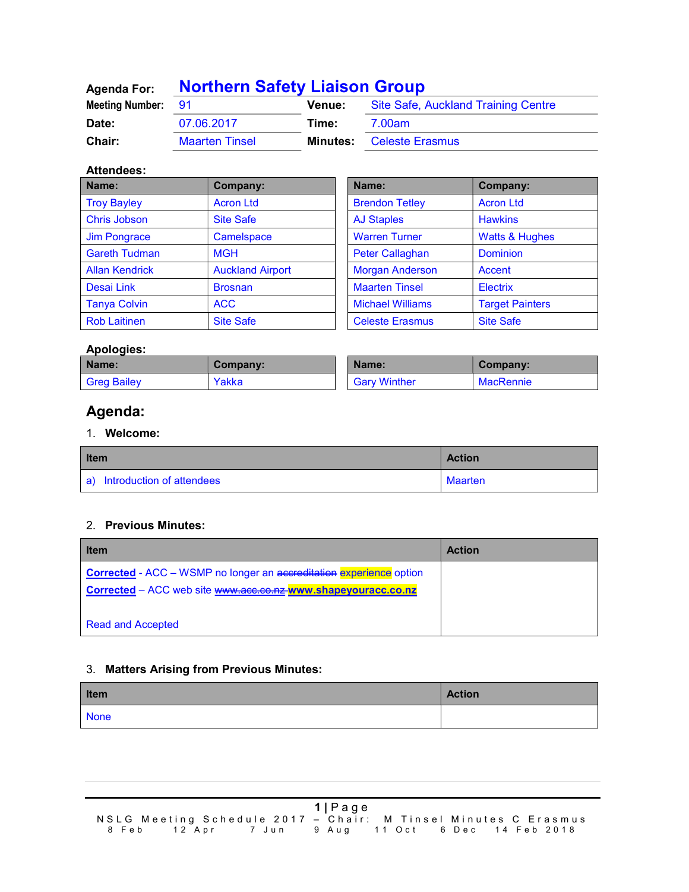**Agenda For:** **Northern Safety Liaison Group**

| | | | |
|---|---|---|---|
| **Meeting Number:** | 91 | **Venue:** | Site Safe, Auckland Training Centre |
| **Date:** | 07.06.2017 | **Time:** | 7.00am |
| **Chair:** | Maarten Tinsel | **Minutes:** | Celeste Erasmus |

**Attendees:**

| Name: | Company: | Name: | Company: |
|---|---|---|---|
| Troy Bayley | Acron Ltd | Brendon Tetley | Acron Ltd |
| Chris Jobson | Site Safe | AJ Staples | Hawkins |
| Jim Pongrace | Camelspace | Warren Turner | Watts & Hughes |
| Gareth Tudman | MGH | Peter Callaghan | Dominion |
| Allan Kendrick | Auckland Airport | Morgan Anderson | Accent |
| Desai Link | Brosnan | Maarten Tinsel | Electrix |
| Tanya Colvin | ACC | Michael Williams | Target Painters |
| Rob Laitinen | Site Safe | Celeste Erasmus | Site Safe |

**Apologies:**

| Name: | Company: | Name: | Company: |
|---|---|---|---|
| Greg Bailey | Yakka | Gary Winther | MacRennie |

## Agenda:

1. **Welcome:**

| Item | Action |
|---|---|
| a) Introduction of attendees | Maarten |

2. **Previous Minutes:**

| Item | Action |
|---|---|
| **Corrected** - ACC – WSMP no longer an ~~accreditation~~ experience option<br>**Corrected** – ACC web site ~~www.acc.co.nz~~ **www.shapeyouracc.co.nz**<br><br>Read and Accepted | |

3. **Matters Arising from Previous Minutes:**

| Item | Action |
|---|---|
| None | |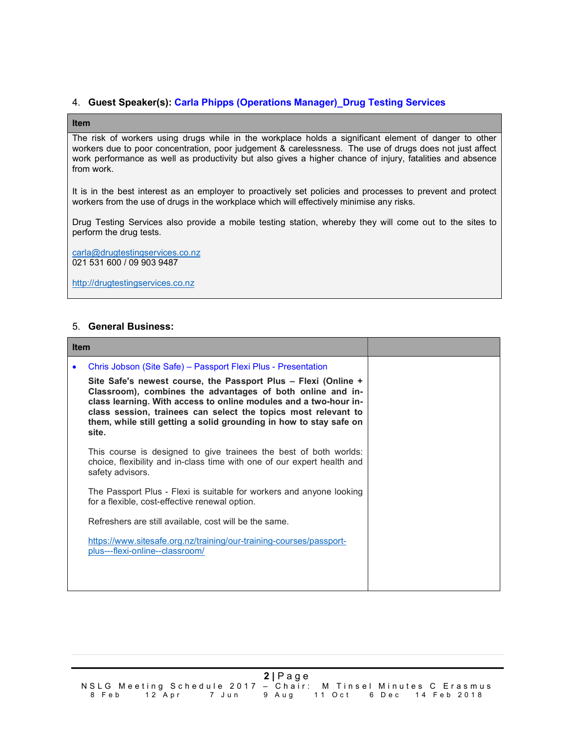4. **Guest Speaker(s): Carla Phipps (Operations Manager)_Drug Testing Services**

| Item |
|---|
| The risk of workers using drugs while in the workplace holds a significant element of danger to other workers due to poor concentration, poor judgement & carelessness. The use of drugs does not just affect work performance as well as productivity but also gives a higher chance of injury, fatalities and absence from work.<br><br>It is in the best interest as an employer to proactively set policies and processes to prevent and protect workers from the use of drugs in the workplace which will effectively minimise any risks.<br><br>Drug Testing Services also provide a mobile testing station, whereby they will come out to the sites to perform the drug tests.<br><br>carla@drugtestingservices.co.nz<br>021 531 600 / 09 903 9487<br><br>http://drugtestingservices.co.nz |

5. **General Business:**

| Item | |
|---|---|
| • Chris Jobson (Site Safe) – Passport Flexi Plus - Presentation<br><br>**Site Safe's newest course, the Passport Plus – Flexi (Online + Classroom), combines the advantages of both online and in-class learning. With access to online modules and a two-hour in-class session, trainees can select the topics most relevant to them, while still getting a solid grounding in how to stay safe on site.**<br><br>This course is designed to give trainees the best of both worlds: choice, flexibility and in-class time with one of our expert health and safety advisors.<br><br>The Passport Plus - Flexi is suitable for workers and anyone looking for a flexible, cost-effective renewal option.<br><br>Refreshers are still available, cost will be the same.<br><br>https://www.sitesafe.org.nz/training/our-training-courses/passport-plus---flexi-online--classroom/ | |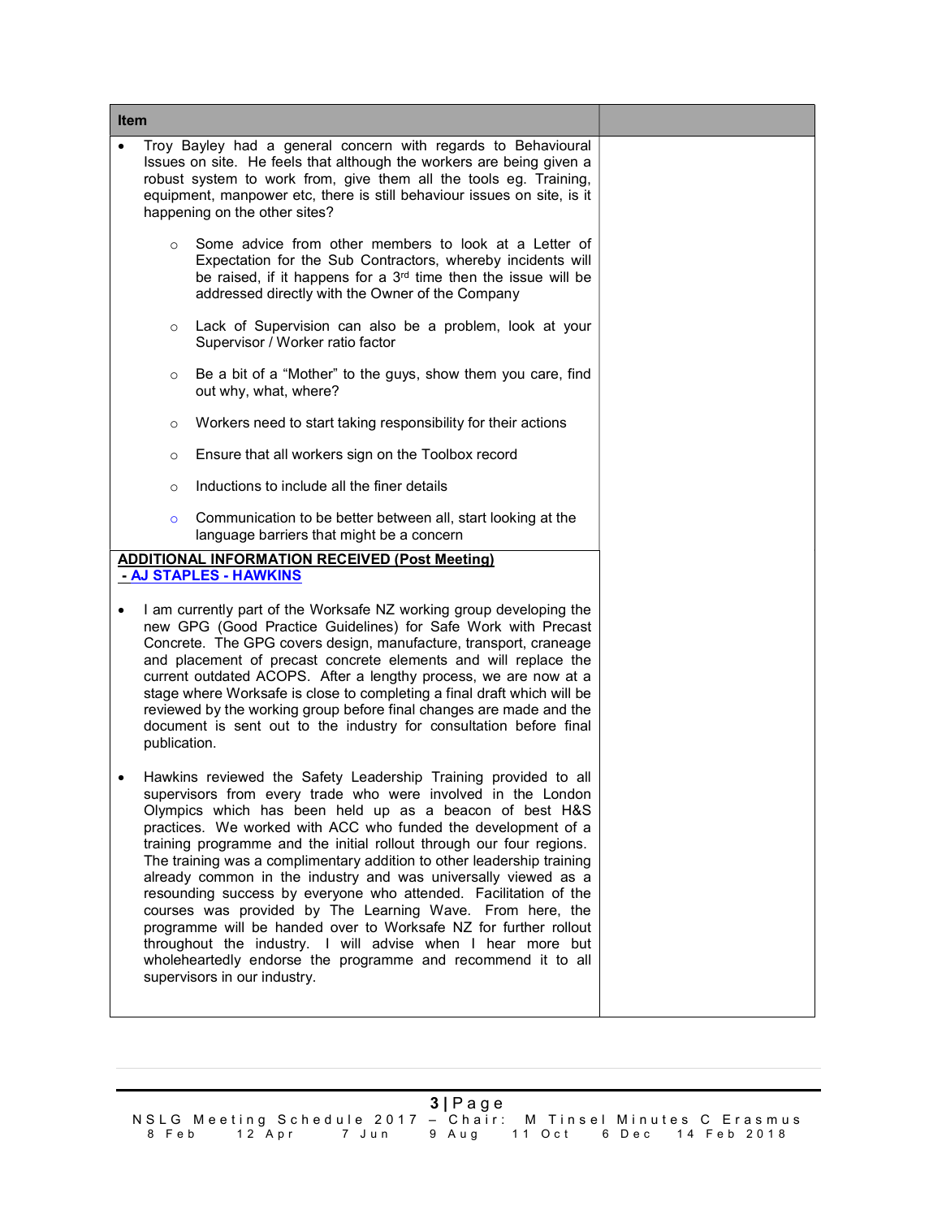| Item | |
|---|---|
| • Troy Bayley had a general concern with regards to Behavioural Issues on site. He feels that although the workers are being given a robust system to work from, give them all the tools eg. Training, equipment, manpower etc, there is still behaviour issues on site, is it happening on the other sites?<br><br>○ Some advice from other members to look at a Letter of Expectation for the Sub Contractors, whereby incidents will be raised, if it happens for a 3rd time then the issue will be addressed directly with the Owner of the Company<br><br>○ Lack of Supervision can also be a problem, look at your Supervisor / Worker ratio factor<br><br>○ Be a bit of a "Mother" to the guys, show them you care, find out why, what, where?<br><br>○ Workers need to start taking responsibility for their actions<br><br>○ Ensure that all workers sign on the Toolbox record<br><br>○ Inductions to include all the finer details<br><br>○ Communication to be better between all, start looking at the language barriers that might be a concern | |
| **ADDITIONAL INFORMATION RECEIVED (Post Meeting)**<br>**- AJ STAPLES - HAWKINS**<br><br>• I am currently part of the Worksafe NZ working group developing the new GPG (Good Practice Guidelines) for Safe Work with Precast Concrete. The GPG covers design, manufacture, transport, craneage and placement of precast concrete elements and will replace the current outdated ACOPS. After a lengthy process, we are now at a stage where Worksafe is close to completing a final draft which will be reviewed by the working group before final changes are made and the document is sent out to the industry for consultation before final publication.<br><br>• Hawkins reviewed the Safety Leadership Training provided to all supervisors from every trade who were involved in the London Olympics which has been held up as a beacon of best H&S practices. We worked with ACC who funded the development of a training programme and the initial rollout through our four regions. The training was a complimentary addition to other leadership training already common in the industry and was universally viewed as a resounding success by everyone who attended. Facilitation of the courses was provided by The Learning Wave. From here, the programme will be handed over to Worksafe NZ for further rollout throughout the industry. I will advise when I hear more but wholeheartedly endorse the programme and recommend it to all supervisors in our industry. | |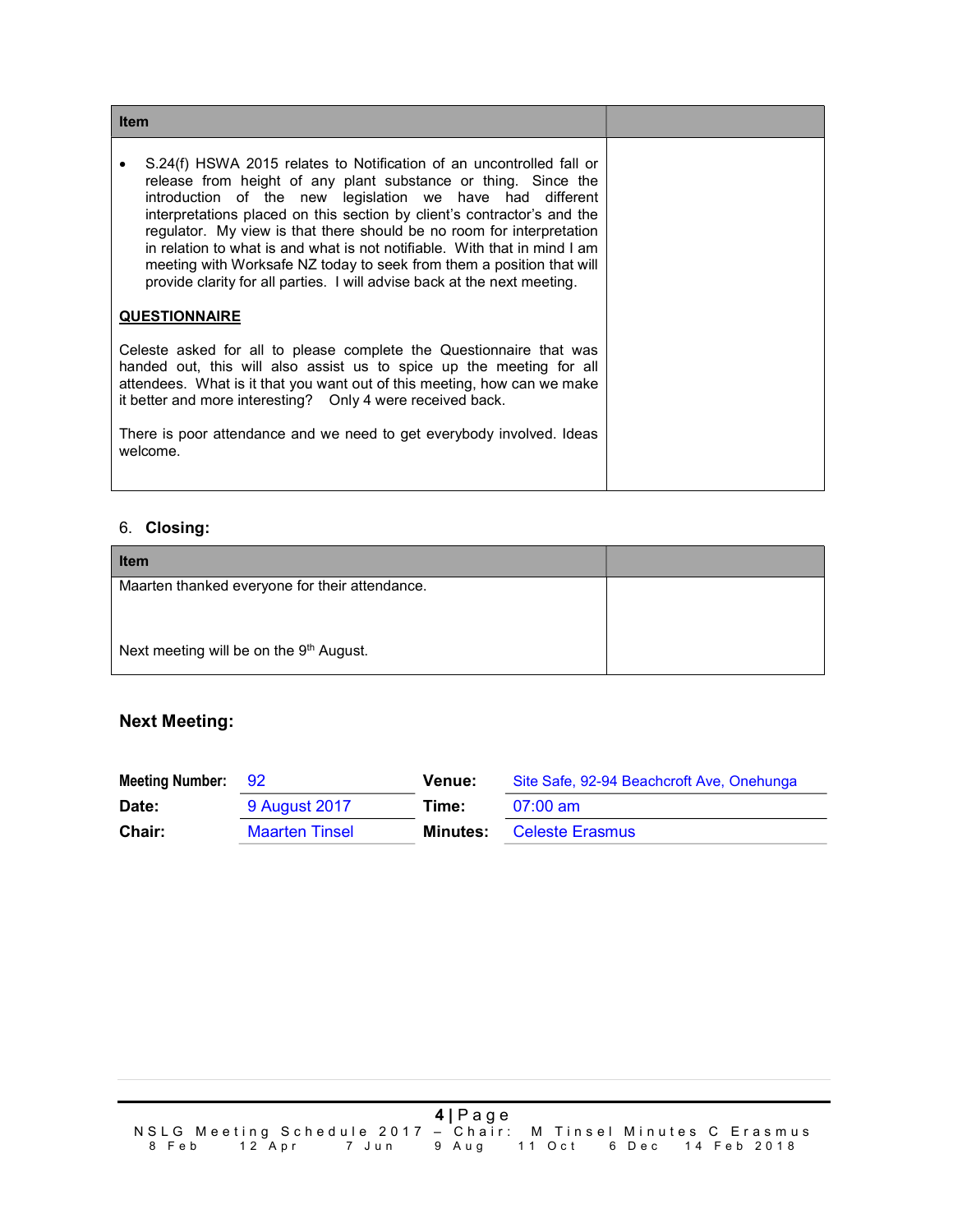| Item | |
|---|---|
| • S.24(f) HSWA 2015 relates to Notification of an uncontrolled fall or release from height of any plant substance or thing. Since the introduction of the new legislation we have had different interpretations placed on this section by client's contractor's and the regulator. My view is that there should be no room for interpretation in relation to what is and what is not notifiable. With that in mind I am meeting with Worksafe NZ today to seek from them a position that will provide clarity for all parties. I will advise back at the next meeting.<br><br>**QUESTIONNAIRE**<br><br>Celeste asked for all to please complete the Questionnaire that was handed out, this will also assist us to spice up the meeting for all attendees. What is it that you want out of this meeting, how can we make it better and more interesting? Only 4 were received back.<br><br>There is poor attendance and we need to get everybody involved. Ideas welcome. | |

6. **Closing:**

| Item | |
|---|---|
| Maarten thanked everyone for their attendance.<br><br>Next meeting will be on the 9th August. | |

### Next Meeting:

| | | | |
|---|---|---|---|
| **Meeting Number:** | 92 | **Venue:** | Site Safe, 92-94 Beachcroft Ave, Onehunga |
| **Date:** | 9 August 2017 | **Time:** | 07:00 am |
| **Chair:** | Maarten Tinsel | **Minutes:** | Celeste Erasmus |